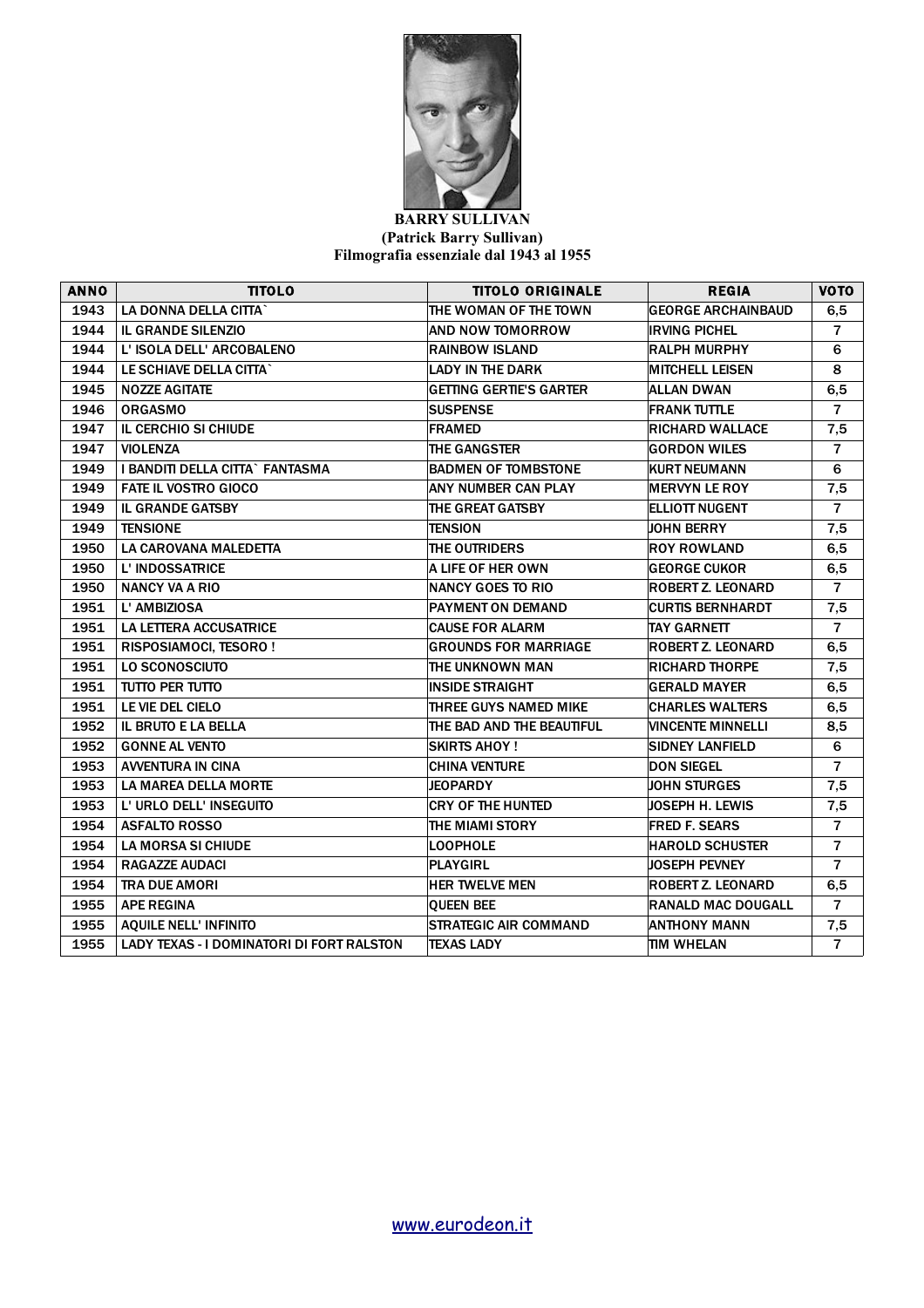**BARRY SULLIVAN**
**(Patrick Barry Sullivan)**
**Filmografia essenziale dal 1943 al 1955**

| ANNO | TITOLO | TITOLO ORIGINALE | REGIA | VOTO |
|---|---|---|---|---|
| 1943 | LA DONNA DELLA CITTA` | THE WOMAN OF THE TOWN | GEORGE ARCHAINBAUD | 6,5 |
| 1944 | IL GRANDE SILENZIO | AND NOW TOMORROW | IRVING PICHEL | 7 |
| 1944 | L' ISOLA DELL' ARCOBALENO | RAINBOW ISLAND | RALPH MURPHY | 6 |
| 1944 | LE SCHIAVE DELLA CITTA` | LADY IN THE DARK | MITCHELL LEISEN | 8 |
| 1945 | NOZZE AGITATE | GETTING GERTIE'S GARTER | ALLAN DWAN | 6,5 |
| 1946 | ORGASMO | SUSPENSE | FRANK TUTTLE | 7 |
| 1947 | IL CERCHIO SI CHIUDE | FRAMED | RICHARD WALLACE | 7,5 |
| 1947 | VIOLENZA | THE GANGSTER | GORDON WILES | 7 |
| 1949 | I BANDITI DELLA CITTA` FANTASMA | BADMEN OF TOMBSTONE | KURT NEUMANN | 6 |
| 1949 | FATE IL VOSTRO GIOCO | ANY NUMBER CAN PLAY | MERVYN LE ROY | 7,5 |
| 1949 | IL GRANDE GATSBY | THE GREAT GATSBY | ELLIOTT NUGENT | 7 |
| 1949 | TENSIONE | TENSION | JOHN BERRY | 7,5 |
| 1950 | LA CAROVANA MALEDETTA | THE OUTRIDERS | ROY ROWLAND | 6,5 |
| 1950 | L' INDOSSATRICE | A LIFE OF HER OWN | GEORGE CUKOR | 6,5 |
| 1950 | NANCY VA A RIO | NANCY GOES TO RIO | ROBERT Z. LEONARD | 7 |
| 1951 | L' AMBIZIOSA | PAYMENT ON DEMAND | CURTIS BERNHARDT | 7,5 |
| 1951 | LA LETTERA ACCUSATRICE | CAUSE FOR ALARM | TAY GARNETT | 7 |
| 1951 | RISPOSIAMOCI, TESORO ! | GROUNDS FOR MARRIAGE | ROBERT Z. LEONARD | 6,5 |
| 1951 | LO SCONOSCIUTO | THE UNKNOWN MAN | RICHARD THORPE | 7,5 |
| 1951 | TUTTO PER TUTTO | INSIDE STRAIGHT | GERALD MAYER | 6,5 |
| 1951 | LE VIE DEL CIELO | THREE GUYS NAMED MIKE | CHARLES WALTERS | 6,5 |
| 1952 | IL BRUTO E LA BELLA | THE BAD AND THE BEAUTIFUL | VINCENTE MINNELLI | 8,5 |
| 1952 | GONNE AL VENTO | SKIRTS AHOY ! | SIDNEY LANFIELD | 6 |
| 1953 | AVVENTURA IN CINA | CHINA VENTURE | DON SIEGEL | 7 |
| 1953 | LA MAREA DELLA MORTE | JEOPARDY | JOHN STURGES | 7,5 |
| 1953 | L' URLO DELL' INSEGUITO | CRY OF THE HUNTED | JOSEPH H. LEWIS | 7,5 |
| 1954 | ASFALTO ROSSO | THE MIAMI STORY | FRED F. SEARS | 7 |
| 1954 | LA MORSA SI CHIUDE | LOOPHOLE | HAROLD SCHUSTER | 7 |
| 1954 | RAGAZZE AUDACI | PLAYGIRL | JOSEPH PEVNEY | 7 |
| 1954 | TRA DUE AMORI | HER TWELVE MEN | ROBERT Z. LEONARD | 6,5 |
| 1955 | APE REGINA | QUEEN BEE | RANALD MAC DOUGALL | 7 |
| 1955 | AQUILE NELL' INFINITO | STRATEGIC AIR COMMAND | ANTHONY MANN | 7,5 |
| 1955 | LADY TEXAS - I DOMINATORI DI FORT RALSTON | TEXAS LADY | TIM WHELAN | 7 |

www.eurodeon.it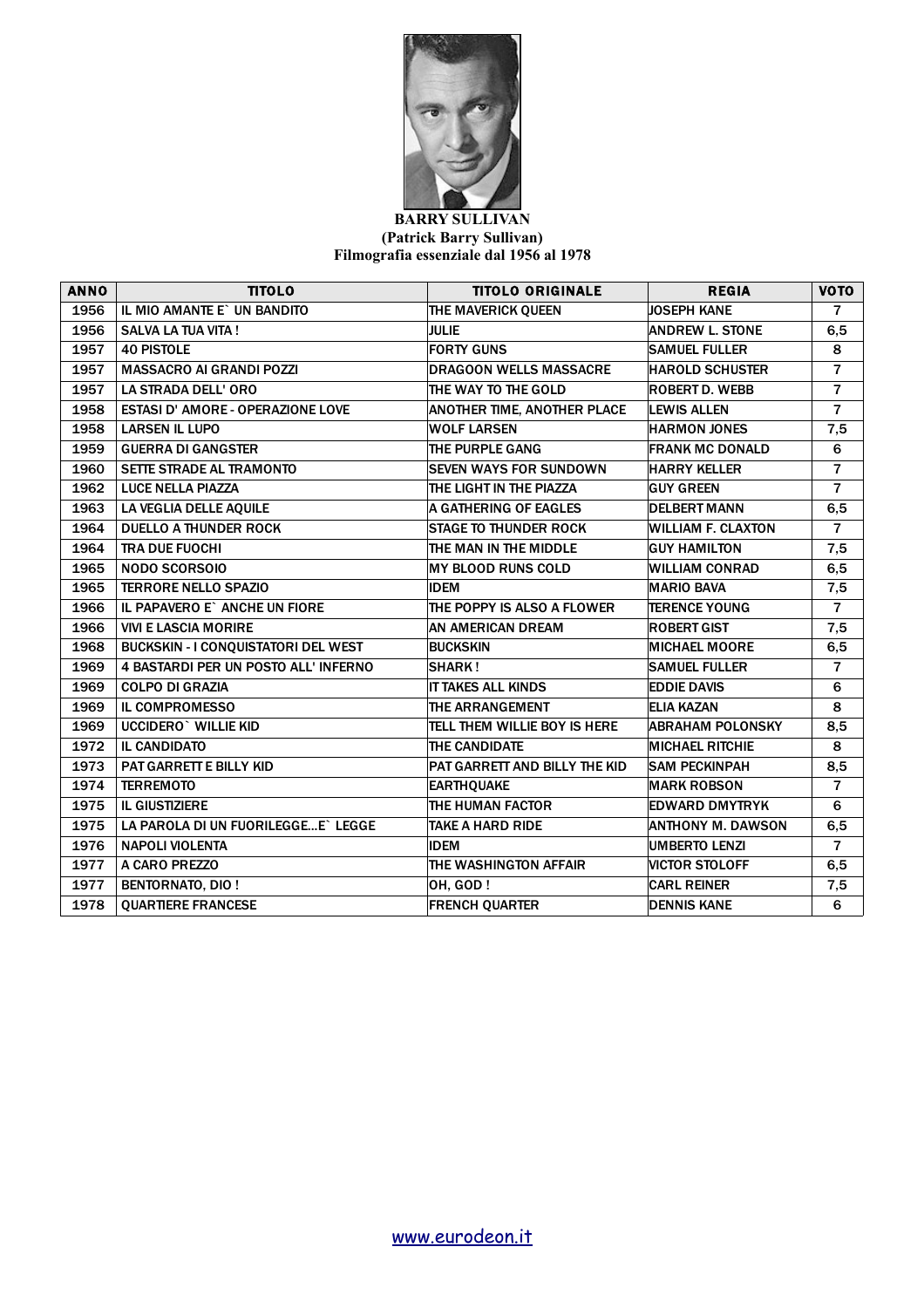**BARRY SULLIVAN**
**(Patrick Barry Sullivan)**
**Filmografia essenziale dal 1956 al 1978**

| ANNO | TITOLO | TITOLO ORIGINALE | REGIA | VOTO |
|---|---|---|---|---|
| 1956 | IL MIO AMANTE E` UN BANDITO | THE MAVERICK QUEEN | JOSEPH KANE | 7 |
| 1956 | SALVA LA TUA VITA ! | JULIE | ANDREW L. STONE | 6,5 |
| 1957 | 40 PISTOLE | FORTY GUNS | SAMUEL FULLER | 8 |
| 1957 | MASSACRO AI GRANDI POZZI | DRAGOON WELLS MASSACRE | HAROLD SCHUSTER | 7 |
| 1957 | LA STRADA DELL' ORO | THE WAY TO THE GOLD | ROBERT D. WEBB | 7 |
| 1958 | ESTASI D' AMORE - OPERAZIONE LOVE | ANOTHER TIME, ANOTHER PLACE | LEWIS ALLEN | 7 |
| 1958 | LARSEN IL LUPO | WOLF LARSEN | HARMON JONES | 7,5 |
| 1959 | GUERRA DI GANGSTER | THE PURPLE GANG | FRANK MC DONALD | 6 |
| 1960 | SETTE STRADE AL TRAMONTO | SEVEN WAYS FOR SUNDOWN | HARRY KELLER | 7 |
| 1962 | LUCE NELLA PIAZZA | THE LIGHT IN THE PIAZZA | GUY GREEN | 7 |
| 1963 | LA VEGLIA DELLE AQUILE | A GATHERING OF EAGLES | DELBERT MANN | 6,5 |
| 1964 | DUELLO A THUNDER ROCK | STAGE TO THUNDER ROCK | WILLIAM F. CLAXTON | 7 |
| 1964 | TRA DUE FUOCHI | THE MAN IN THE MIDDLE | GUY HAMILTON | 7,5 |
| 1965 | NODO SCORSOIO | MY BLOOD RUNS COLD | WILLIAM CONRAD | 6,5 |
| 1965 | TERRORE NELLO SPAZIO | IDEM | MARIO BAVA | 7,5 |
| 1966 | IL PAPAVERO E` ANCHE UN FIORE | THE POPPY IS ALSO A FLOWER | TERENCE YOUNG | 7 |
| 1966 | VIVI E LASCIA MORIRE | AN AMERICAN DREAM | ROBERT GIST | 7,5 |
| 1968 | BUCKSKIN - I CONQUISTATORI DEL WEST | BUCKSKIN | MICHAEL MOORE | 6,5 |
| 1969 | 4 BASTARDI PER UN POSTO ALL' INFERNO | SHARK ! | SAMUEL FULLER | 7 |
| 1969 | COLPO DI GRAZIA | IT TAKES ALL KINDS | EDDIE DAVIS | 6 |
| 1969 | IL COMPROMESSO | THE ARRANGEMENT | ELIA KAZAN | 8 |
| 1969 | UCCIDERO` WILLIE KID | TELL THEM WILLIE BOY IS HERE | ABRAHAM POLONSKY | 8,5 |
| 1972 | IL CANDIDATO | THE CANDIDATE | MICHAEL RITCHIE | 8 |
| 1973 | PAT GARRETT E BILLY KID | PAT GARRETT AND BILLY THE KID | SAM PECKINPAH | 8,5 |
| 1974 | TERREMOTO | EARTHQUAKE | MARK ROBSON | 7 |
| 1975 | IL GIUSTIZIERE | THE HUMAN FACTOR | EDWARD DMYTRYK | 6 |
| 1975 | LA PAROLA DI UN FUORILEGGE...E` LEGGE | TAKE A HARD RIDE | ANTHONY M. DAWSON | 6,5 |
| 1976 | NAPOLI VIOLENTA | IDEM | UMBERTO LENZI | 7 |
| 1977 | A CARO PREZZO | THE WASHINGTON AFFAIR | VICTOR STOLOFF | 6,5 |
| 1977 | BENTORNATO, DIO ! | OH, GOD ! | CARL REINER | 7,5 |
| 1978 | QUARTIERE FRANCESE | FRENCH QUARTER | DENNIS KANE | 6 |

www.eurodeon.it